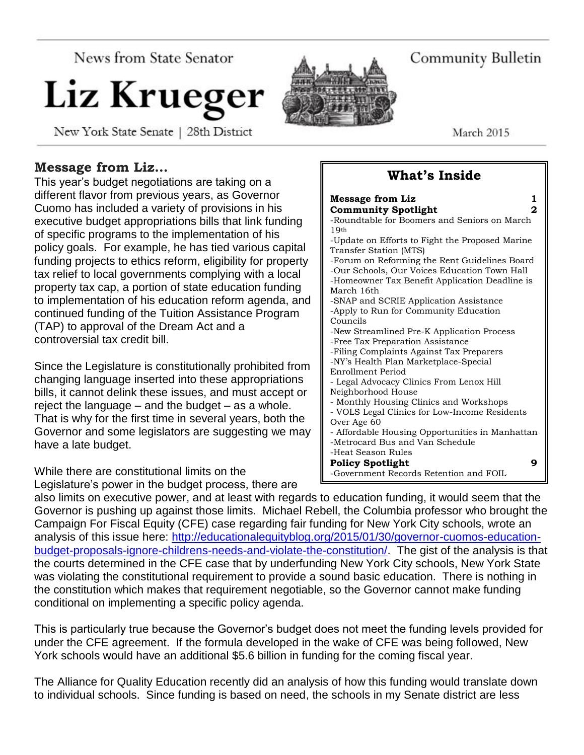News from State Senator

# Liz Krueger

New York State Senate | 28th District

Community Bulletin

March 2015

## Message from Liz...

This year's budget negotiations are taking on a different flavor from previous years, as Governor Cuomo has included a variety of provisions in his executive budget appropriations bills that link funding of specific programs to the implementation of his policy goals. For example, he has tied various capital funding projects to ethics reform, eligibility for property tax relief to local governments complying with a local property tax cap, a portion of state education funding to implementation of his education reform agenda, and continued funding of the Tuition Assistance Program (TAP) to approval of the Dream Act and a controversial tax credit bill.

Since the Legislature is constitutionally prohibited from changing language inserted into these appropriations bills, it cannot delink these issues, and must accept or reject the language – and the budget – as a whole. That is why for the first time in several years, both the Governor and some legislators are suggesting we may have a late budget.

While there are constitutional limits on the Legislature's power in the budget process, there are also limits on executive power, and at least with regards to education funding, it would seem that the Governor is pushing up against those limits. Michael Rebell, the Columbia professor who brought the Campaign For Fiscal Equity (CFE) case regarding fair funding for New York City schools, wrote an analysis of this issue here: http://educationalequityblog.org/2015/01/30/governor-cuomos-education-budget-proposals-ignore-childrens-needs-and-violate-the-constitution/. The gist of the analysis is that the courts determined in the CFE case that by underfunding New York City schools, New York State was violating the constitutional requirement to provide a sound basic education. There is nothing in the constitution which makes that requirement negotiable, so the Governor cannot make funding conditional on implementing a specific policy agenda.

This is particularly true because the Governor's budget does not meet the funding levels provided for under the CFE agreement. If the formula developed in the wake of CFE was being followed, New York schools would have an additional $5.6 billion in funding for the coming fiscal year.

The Alliance for Quality Education recently did an analysis of how this funding would translate down to individual schools. Since funding is based on need, the schools in my Senate district are less

## What's Inside

**Message from Liz** 1

**Community Spotlight** 2

- Roundtable for Boomers and Seniors on March 19th
- Update on Efforts to Fight the Proposed Marine Transfer Station (MTS)
- Forum on Reforming the Rent Guidelines Board
- Our Schools, Our Voices Education Town Hall
- Homeowner Tax Benefit Application Deadline is March 16th
- SNAP and SCRIE Application Assistance
- Apply to Run for Community Education Councils
- New Streamlined Pre-K Application Process
- Free Tax Preparation Assistance
- Filing Complaints Against Tax Preparers
- NY's Health Plan Marketplace-Special Enrollment Period
- Legal Advocacy Clinics From Lenox Hill Neighborhood House
- Monthly Housing Clinics and Workshops
- VOLS Legal Clinics for Low-Income Residents Over Age 60
- Affordable Housing Opportunities in Manhattan
- Metrocard Bus and Van Schedule
- Heat Season Rules

**Policy Spotlight** 9

- Government Records Retention and FOIL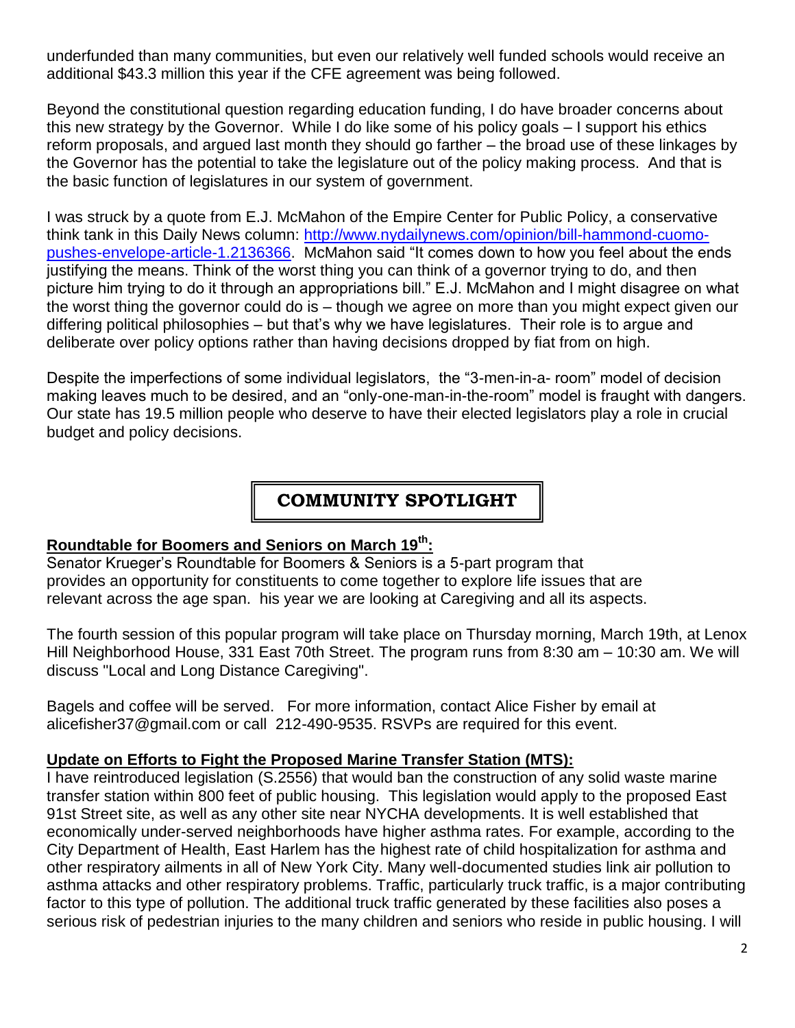underfunded than many communities, but even our relatively well funded schools would receive an additional $43.3 million this year if the CFE agreement was being followed.

Beyond the constitutional question regarding education funding, I do have broader concerns about this new strategy by the Governor. While I do like some of his policy goals – I support his ethics reform proposals, and argued last month they should go farther – the broad use of these linkages by the Governor has the potential to take the legislature out of the policy making process. And that is the basic function of legislatures in our system of government.

I was struck by a quote from E.J. McMahon of the Empire Center for Public Policy, a conservative think tank in this Daily News column: [http://www.nydailynews.com/opinion/bill-hammond-cuomo-pushes-envelope-article-1.2136366](http://www.nydailynews.com/opinion/bill-hammond-cuomo-pushes-envelope-article-1.2136366). McMahon said "It comes down to how you feel about the ends justifying the means. Think of the worst thing you can think of a governor trying to do, and then picture him trying to do it through an appropriations bill." E.J. McMahon and I might disagree on what the worst thing the governor could do is – though we agree on more than you might expect given our differing political philosophies – but that's why we have legislatures. Their role is to argue and deliberate over policy options rather than having decisions dropped by fiat from on high.

Despite the imperfections of some individual legislators, the "3-men-in-a- room" model of decision making leaves much to be desired, and an "only-one-man-in-the-room" model is fraught with dangers. Our state has 19.5 million people who deserve to have their elected legislators play a role in crucial budget and policy decisions.

## COMMUNITY SPOTLIGHT

**Roundtable for Boomers and Seniors on March 19th:**

Senator Krueger's Roundtable for Boomers & Seniors is a 5-part program that provides an opportunity for constituents to come together to explore life issues that are relevant across the age span. his year we are looking at Caregiving and all its aspects.

The fourth session of this popular program will take place on Thursday morning, March 19th, at Lenox Hill Neighborhood House, 331 East 70th Street. The program runs from 8:30 am – 10:30 am. We will discuss "Local and Long Distance Caregiving".

Bagels and coffee will be served. For more information, contact Alice Fisher by email at alicefisher37@gmail.com or call 212-490-9535. RSVPs are required for this event.

**Update on Efforts to Fight the Proposed Marine Transfer Station (MTS):**

I have reintroduced legislation (S.2556) that would ban the construction of any solid waste marine transfer station within 800 feet of public housing. This legislation would apply to the proposed East 91st Street site, as well as any other site near NYCHA developments. It is well established that economically under-served neighborhoods have higher asthma rates. For example, according to the City Department of Health, East Harlem has the highest rate of child hospitalization for asthma and other respiratory ailments in all of New York City. Many well-documented studies link air pollution to asthma attacks and other respiratory problems. Traffic, particularly truck traffic, is a major contributing factor to this type of pollution. The additional truck traffic generated by these facilities also poses a serious risk of pedestrian injuries to the many children and seniors who reside in public housing. I will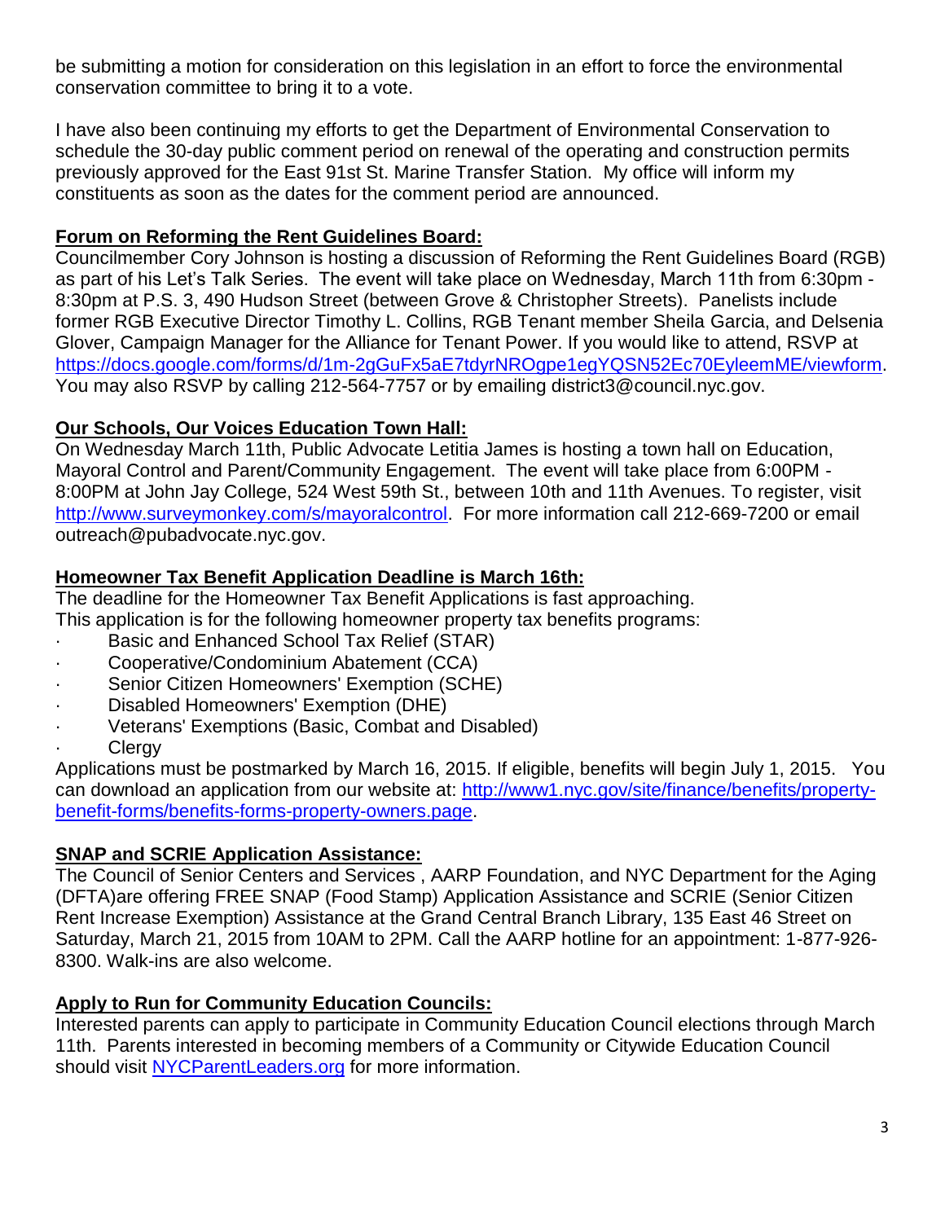be submitting a motion for consideration on this legislation in an effort to force the environmental conservation committee to bring it to a vote.

I have also been continuing my efforts to get the Department of Environmental Conservation to schedule the 30-day public comment period on renewal of the operating and construction permits previously approved for the East 91st St. Marine Transfer Station. My office will inform my constituents as soon as the dates for the comment period are announced.

**Forum on Reforming the Rent Guidelines Board:**

Councilmember Cory Johnson is hosting a discussion of Reforming the Rent Guidelines Board (RGB) as part of his Let's Talk Series. The event will take place on Wednesday, March 11th from 6:30pm - 8:30pm at P.S. 3, 490 Hudson Street (between Grove & Christopher Streets). Panelists include former RGB Executive Director Timothy L. Collins, RGB Tenant member Sheila Garcia, and Delsenia Glover, Campaign Manager for the Alliance for Tenant Power. If you would like to attend, RSVP at [https://docs.google.com/forms/d/1m-2gGuFx5aE7tdyrNROgpe1egYQSN52Ec70EyleemME/viewform](https://docs.google.com/forms/d/1m-2gGuFx5aE7tdyrNROgpe1egYQSN52Ec70EyleemME/viewform). You may also RSVP by calling 212-564-7757 or by emailing district3@council.nyc.gov.

**Our Schools, Our Voices Education Town Hall:**

On Wednesday March 11th, Public Advocate Letitia James is hosting a town hall on Education, Mayoral Control and Parent/Community Engagement. The event will take place from 6:00PM - 8:00PM at John Jay College, 524 West 59th St., between 10th and 11th Avenues. To register, visit [http://www.surveymonkey.com/s/mayoralcontrol](http://www.surveymonkey.com/s/mayoralcontrol). For more information call 212-669-7200 or email outreach@pubadvocate.nyc.gov.

**Homeowner Tax Benefit Application Deadline is March 16th:**

The deadline for the Homeowner Tax Benefit Applications is fast approaching.
This application is for the following homeowner property tax benefits programs:

- Basic and Enhanced School Tax Relief (STAR)
- Cooperative/Condominium Abatement (CCA)
- Senior Citizen Homeowners' Exemption (SCHE)
- Disabled Homeowners' Exemption (DHE)
- Veterans' Exemptions (Basic, Combat and Disabled)
- Clergy

Applications must be postmarked by March 16, 2015. If eligible, benefits will begin July 1, 2015. You can download an application from our website at: [http://www1.nyc.gov/site/finance/benefits/property-benefit-forms/benefits-forms-property-owners.page](http://www1.nyc.gov/site/finance/benefits/property-benefit-forms/benefits-forms-property-owners.page).

**SNAP and SCRIE Application Assistance:**

The Council of Senior Centers and Services , AARP Foundation, and NYC Department for the Aging (DFTA)are offering FREE SNAP (Food Stamp) Application Assistance and SCRIE (Senior Citizen Rent Increase Exemption) Assistance at the Grand Central Branch Library, 135 East 46 Street on Saturday, March 21, 2015 from 10AM to 2PM. Call the AARP hotline for an appointment: 1-877-926-8300. Walk-ins are also welcome.

**Apply to Run for Community Education Councils:**

Interested parents can apply to participate in Community Education Council elections through March 11th. Parents interested in becoming members of a Community or Citywide Education Council should visit [NYCParentLeaders.org](http://NYCParentLeaders.org) for more information.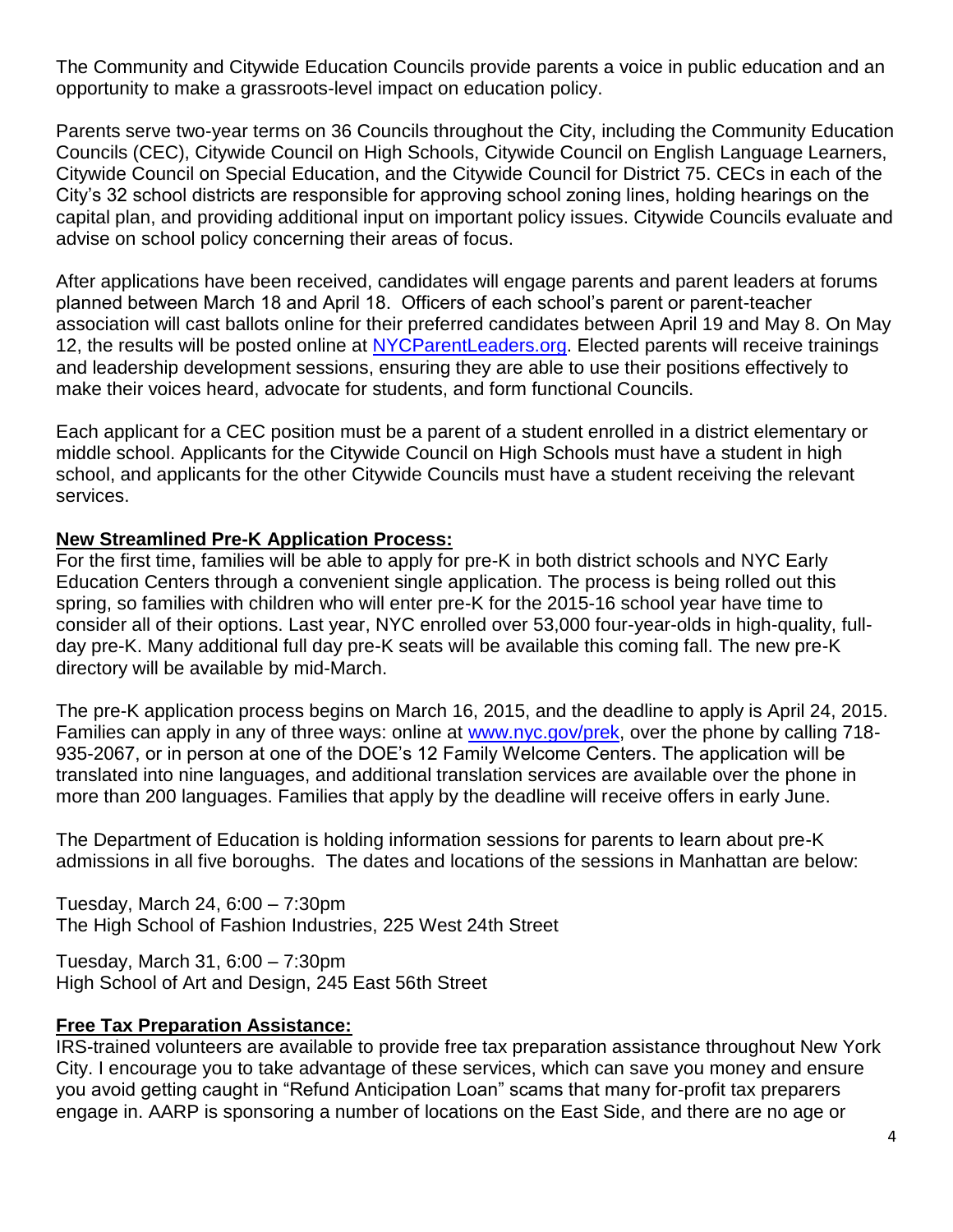The Community and Citywide Education Councils provide parents a voice in public education and an opportunity to make a grassroots-level impact on education policy.

Parents serve two-year terms on 36 Councils throughout the City, including the Community Education Councils (CEC), Citywide Council on High Schools, Citywide Council on English Language Learners, Citywide Council on Special Education, and the Citywide Council for District 75. CECs in each of the City's 32 school districts are responsible for approving school zoning lines, holding hearings on the capital plan, and providing additional input on important policy issues. Citywide Councils evaluate and advise on school policy concerning their areas of focus.

After applications have been received, candidates will engage parents and parent leaders at forums planned between March 18 and April 18. Officers of each school's parent or parent-teacher association will cast ballots online for their preferred candidates between April 19 and May 8. On May 12, the results will be posted online at [NYCParentLeaders.org](http://NYCParentLeaders.org). Elected parents will receive trainings and leadership development sessions, ensuring they are able to use their positions effectively to make their voices heard, advocate for students, and form functional Councils.

Each applicant for a CEC position must be a parent of a student enrolled in a district elementary or middle school. Applicants for the Citywide Council on High Schools must have a student in high school, and applicants for the other Citywide Councils must have a student receiving the relevant services.

**New Streamlined Pre-K Application Process:**

For the first time, families will be able to apply for pre-K in both district schools and NYC Early Education Centers through a convenient single application. The process is being rolled out this spring, so families with children who will enter pre-K for the 2015-16 school year have time to consider all of their options. Last year, NYC enrolled over 53,000 four-year-olds in high-quality, full-day pre-K. Many additional full day pre-K seats will be available this coming fall. The new pre-K directory will be available by mid-March.

The pre-K application process begins on March 16, 2015, and the deadline to apply is April 24, 2015. Families can apply in any of three ways: online at [www.nyc.gov/prek](http://www.nyc.gov/prek), over the phone by calling 718-935-2067, or in person at one of the DOE's 12 Family Welcome Centers. The application will be translated into nine languages, and additional translation services are available over the phone in more than 200 languages. Families that apply by the deadline will receive offers in early June.

The Department of Education is holding information sessions for parents to learn about pre-K admissions in all five boroughs. The dates and locations of the sessions in Manhattan are below:

Tuesday, March 24, 6:00 – 7:30pm
The High School of Fashion Industries, 225 West 24th Street

Tuesday, March 31, 6:00 – 7:30pm
High School of Art and Design, 245 East 56th Street

**Free Tax Preparation Assistance:**

IRS-trained volunteers are available to provide free tax preparation assistance throughout New York City. I encourage you to take advantage of these services, which can save you money and ensure you avoid getting caught in "Refund Anticipation Loan" scams that many for-profit tax preparers engage in. AARP is sponsoring a number of locations on the East Side, and there are no age or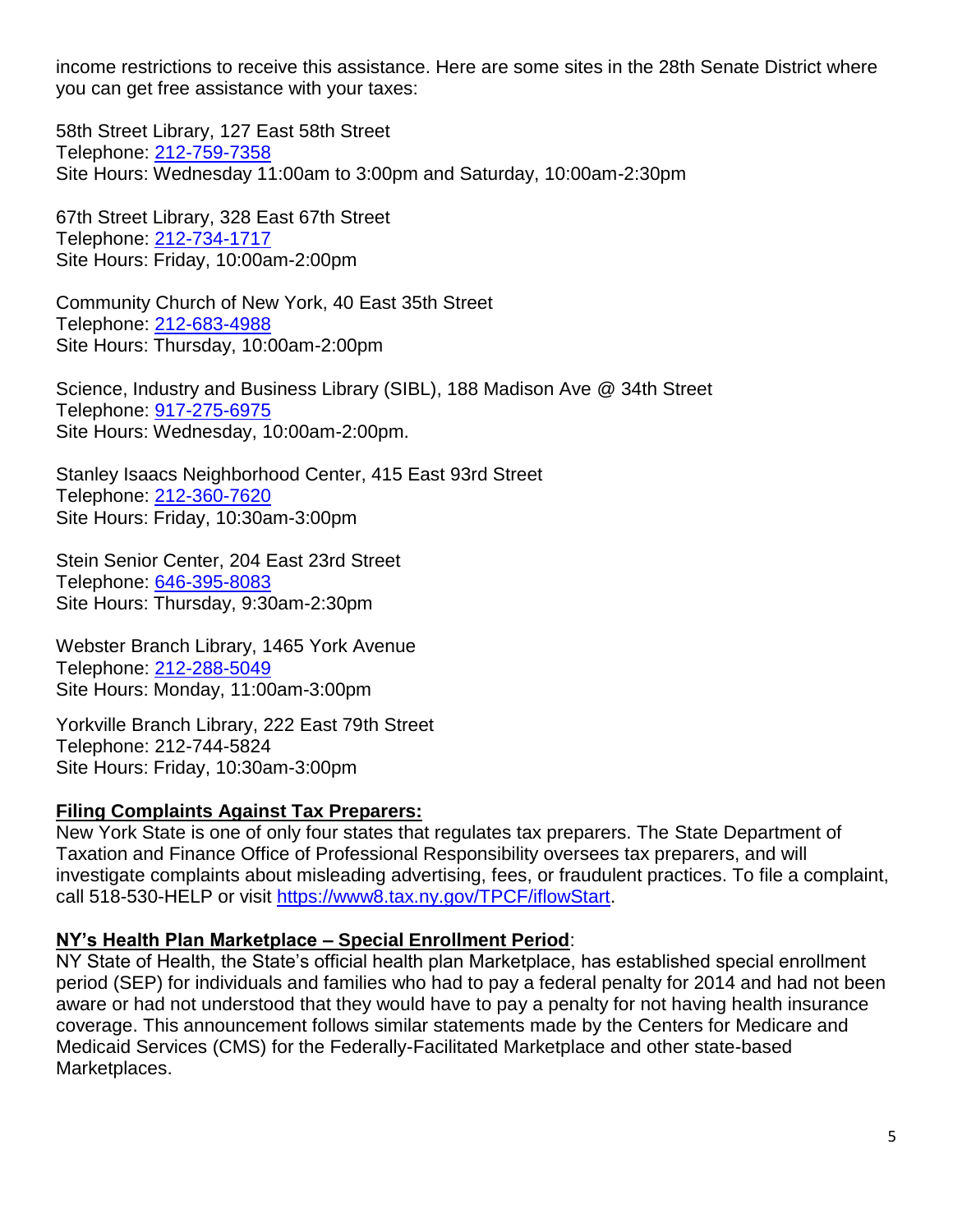income restrictions to receive this assistance. Here are some sites in the 28th Senate District where you can get free assistance with your taxes:

58th Street Library, 127 East 58th Street
Telephone: [212-759-7358](tel:212-759-7358)
Site Hours: Wednesday 11:00am to 3:00pm and Saturday, 10:00am-2:30pm

67th Street Library, 328 East 67th Street
Telephone: [212-734-1717](tel:212-734-1717)
Site Hours: Friday, 10:00am-2:00pm

Community Church of New York, 40 East 35th Street
Telephone: [212-683-4988](tel:212-683-4988)
Site Hours: Thursday, 10:00am-2:00pm

Science, Industry and Business Library (SIBL), 188 Madison Ave @ 34th Street
Telephone: [917-275-6975](tel:917-275-6975)
Site Hours: Wednesday, 10:00am-2:00pm.

Stanley Isaacs Neighborhood Center, 415 East 93rd Street
Telephone: [212-360-7620](tel:212-360-7620)
Site Hours: Friday, 10:30am-3:00pm

Stein Senior Center, 204 East 23rd Street
Telephone: [646-395-8083](tel:646-395-8083)
Site Hours: Thursday, 9:30am-2:30pm

Webster Branch Library, 1465 York Avenue
Telephone: [212-288-5049](tel:212-288-5049)
Site Hours: Monday, 11:00am-3:00pm

Yorkville Branch Library, 222 East 79th Street
Telephone: 212-744-5824
Site Hours: Friday, 10:30am-3:00pm

**Filing Complaints Against Tax Preparers:**
New York State is one of only four states that regulates tax preparers. The State Department of Taxation and Finance Office of Professional Responsibility oversees tax preparers, and will investigate complaints about misleading advertising, fees, or fraudulent practices. To file a complaint, call 518-530-HELP or visit [https://www8.tax.ny.gov/TPCF/iflowStart](https://www8.tax.ny.gov/TPCF/iflowStart).

**NY's Health Plan Marketplace – Special Enrollment Period**:
NY State of Health, the State's official health plan Marketplace, has established special enrollment period (SEP) for individuals and families who had to pay a federal penalty for 2014 and had not been aware or had not understood that they would have to pay a penalty for not having health insurance coverage. This announcement follows similar statements made by the Centers for Medicare and Medicaid Services (CMS) for the Federally-Facilitated Marketplace and other state-based Marketplaces.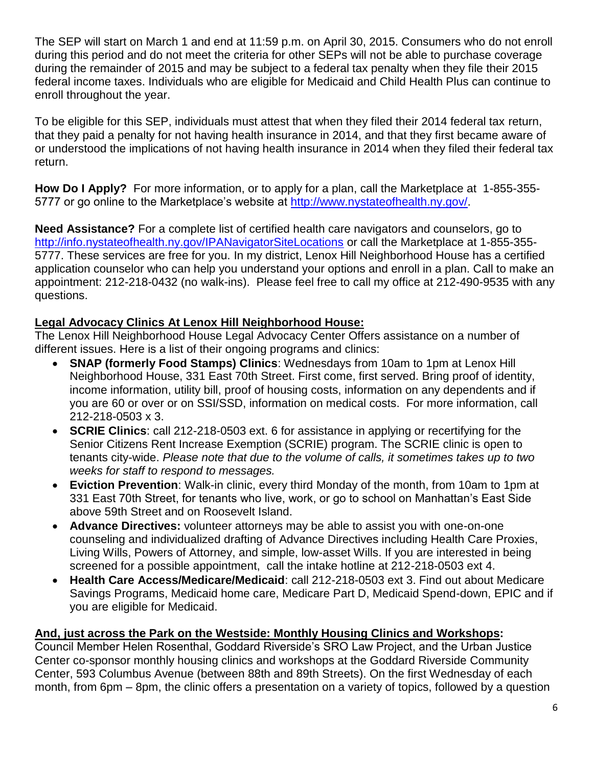The SEP will start on March 1 and end at 11:59 p.m. on April 30, 2015. Consumers who do not enroll during this period and do not meet the criteria for other SEPs will not be able to purchase coverage during the remainder of 2015 and may be subject to a federal tax penalty when they file their 2015 federal income taxes. Individuals who are eligible for Medicaid and Child Health Plus can continue to enroll throughout the year.

To be eligible for this SEP, individuals must attest that when they filed their 2014 federal tax return, that they paid a penalty for not having health insurance in 2014, and that they first became aware of or understood the implications of not having health insurance in 2014 when they filed their federal tax return.

**How Do I Apply?** For more information, or to apply for a plan, call the Marketplace at 1-855-355-5777 or go online to the Marketplace's website at [http://www.nystateofhealth.ny.gov/](http://www.nystateofhealth.ny.gov/).

**Need Assistance?** For a complete list of certified health care navigators and counselors, go to [http://info.nystateofhealth.ny.gov/IPANavigatorSiteLocations](http://info.nystateofhealth.ny.gov/IPANavigatorSiteLocations) or call the Marketplace at 1-855-355-5777. These services are free for you. In my district, Lenox Hill Neighborhood House has a certified application counselor who can help you understand your options and enroll in a plan. Call to make an appointment: 212-218-0432 (no walk-ins). Please feel free to call my office at 212-490-9535 with any questions.

**Legal Advocacy Clinics At Lenox Hill Neighborhood House:**

The Lenox Hill Neighborhood House Legal Advocacy Center Offers assistance on a number of different issues. Here is a list of their ongoing programs and clinics:

- **SNAP (formerly Food Stamps) Clinics**: Wednesdays from 10am to 1pm at Lenox Hill Neighborhood House, 331 East 70th Street. First come, first served. Bring proof of identity, income information, utility bill, proof of housing costs, information on any dependents and if you are 60 or over or on SSI/SSD, information on medical costs. For more information, call 212-218-0503 x 3.
- **SCRIE Clinics**: call 212-218-0503 ext. 6 for assistance in applying or recertifying for the Senior Citizens Rent Increase Exemption (SCRIE) program. The SCRIE clinic is open to tenants city-wide. *Please note that due to the volume of calls, it sometimes takes up to two weeks for staff to respond to messages.*
- **Eviction Prevention**: Walk-in clinic, every third Monday of the month, from 10am to 1pm at 331 East 70th Street, for tenants who live, work, or go to school on Manhattan's East Side above 59th Street and on Roosevelt Island.
- **Advance Directives:** volunteer attorneys may be able to assist you with one-on-one counseling and individualized drafting of Advance Directives including Health Care Proxies, Living Wills, Powers of Attorney, and simple, low-asset Wills. If you are interested in being screened for a possible appointment, call the intake hotline at 212-218-0503 ext 4.
- **Health Care Access/Medicare/Medicaid**: call 212-218-0503 ext 3. Find out about Medicare Savings Programs, Medicaid home care, Medicare Part D, Medicaid Spend-down, EPIC and if you are eligible for Medicaid.

**And, just across the Park on the Westside: Monthly Housing Clinics and Workshops:**

Council Member Helen Rosenthal, Goddard Riverside's SRO Law Project, and the Urban Justice Center co-sponsor monthly housing clinics and workshops at the Goddard Riverside Community Center, 593 Columbus Avenue (between 88th and 89th Streets). On the first Wednesday of each month, from 6pm – 8pm, the clinic offers a presentation on a variety of topics, followed by a question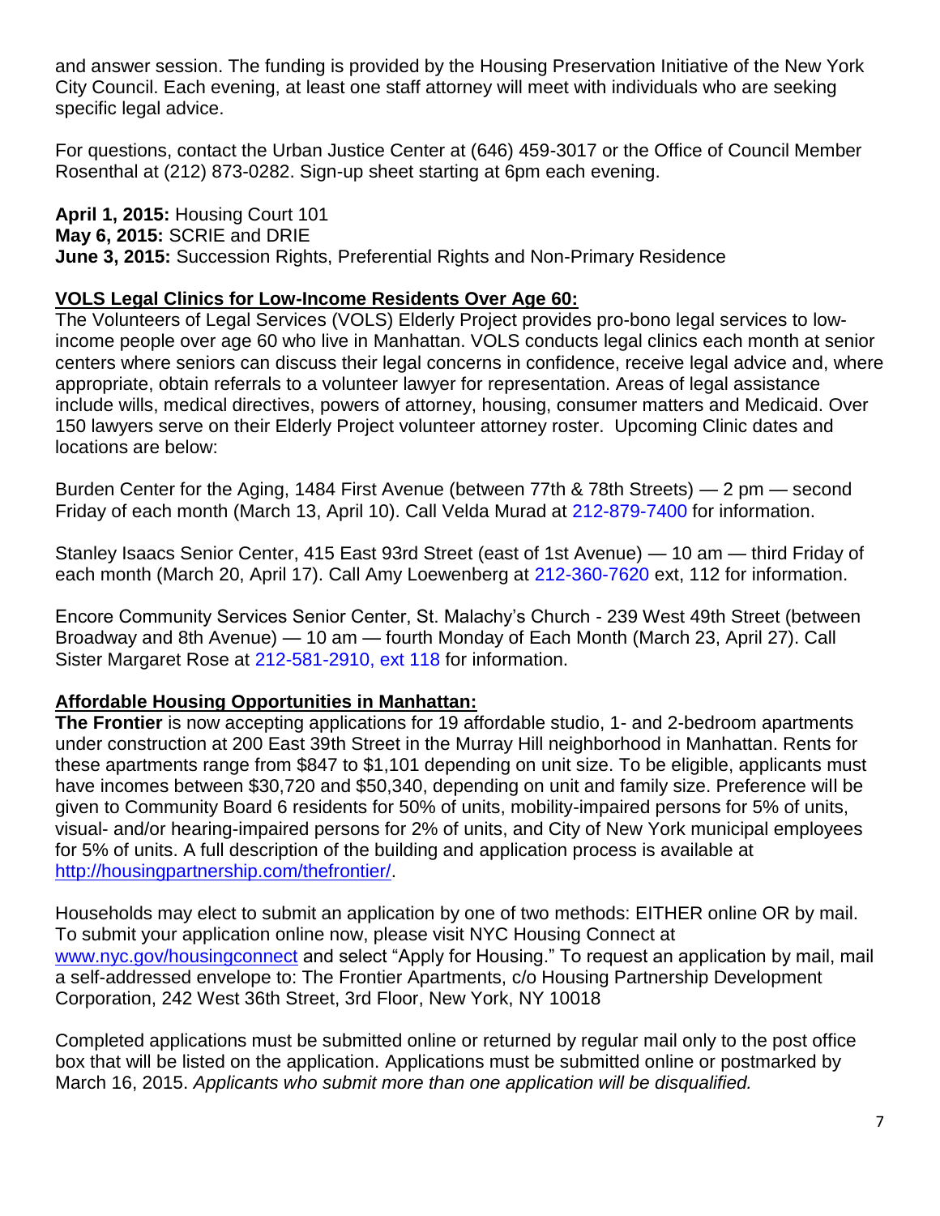and answer session. The funding is provided by the Housing Preservation Initiative of the New York City Council. Each evening, at least one staff attorney will meet with individuals who are seeking specific legal advice.

For questions, contact the Urban Justice Center at (646) 459-3017 or the Office of Council Member Rosenthal at (212) 873-0282. Sign-up sheet starting at 6pm each evening.

**April 1, 2015:** Housing Court 101
**May 6, 2015:** SCRIE and DRIE
**June 3, 2015:** Succession Rights, Preferential Rights and Non-Primary Residence

### VOLS Legal Clinics for Low-Income Residents Over Age 60:

The Volunteers of Legal Services (VOLS) Elderly Project provides pro-bono legal services to low-income people over age 60 who live in Manhattan. VOLS conducts legal clinics each month at senior centers where seniors can discuss their legal concerns in confidence, receive legal advice and, where appropriate, obtain referrals to a volunteer lawyer for representation. Areas of legal assistance include wills, medical directives, powers of attorney, housing, consumer matters and Medicaid. Over 150 lawyers serve on their Elderly Project volunteer attorney roster. Upcoming Clinic dates and locations are below:

Burden Center for the Aging, 1484 First Avenue (between 77th & 78th Streets) — 2 pm — second Friday of each month (March 13, April 10). Call Velda Murad at 212-879-7400 for information.

Stanley Isaacs Senior Center, 415 East 93rd Street (east of 1st Avenue) — 10 am — third Friday of each month (March 20, April 17). Call Amy Loewenberg at 212-360-7620 ext, 112 for information.

Encore Community Services Senior Center, St. Malachy's Church - 239 West 49th Street (between Broadway and 8th Avenue) — 10 am — fourth Monday of Each Month (March 23, April 27). Call Sister Margaret Rose at 212-581-2910, ext 118 for information.

### Affordable Housing Opportunities in Manhattan:

**The Frontier** is now accepting applications for 19 affordable studio, 1- and 2-bedroom apartments under construction at 200 East 39th Street in the Murray Hill neighborhood in Manhattan. Rents for these apartments range from $847 to $1,101 depending on unit size. To be eligible, applicants must have incomes between $30,720 and $50,340, depending on unit and family size. Preference will be given to Community Board 6 residents for 50% of units, mobility-impaired persons for 5% of units, visual- and/or hearing-impaired persons for 2% of units, and City of New York municipal employees for 5% of units. A full description of the building and application process is available at http://housingpartnership.com/thefrontier/.

Households may elect to submit an application by one of two methods: EITHER online OR by mail. To submit your application online now, please visit NYC Housing Connect at www.nyc.gov/housingconnect and select "Apply for Housing." To request an application by mail, mail a self-addressed envelope to: The Frontier Apartments, c/o Housing Partnership Development Corporation, 242 West 36th Street, 3rd Floor, New York, NY 10018

Completed applications must be submitted online or returned by regular mail only to the post office box that will be listed on the application. Applications must be submitted online or postmarked by March 16, 2015. *Applicants who submit more than one application will be disqualified.*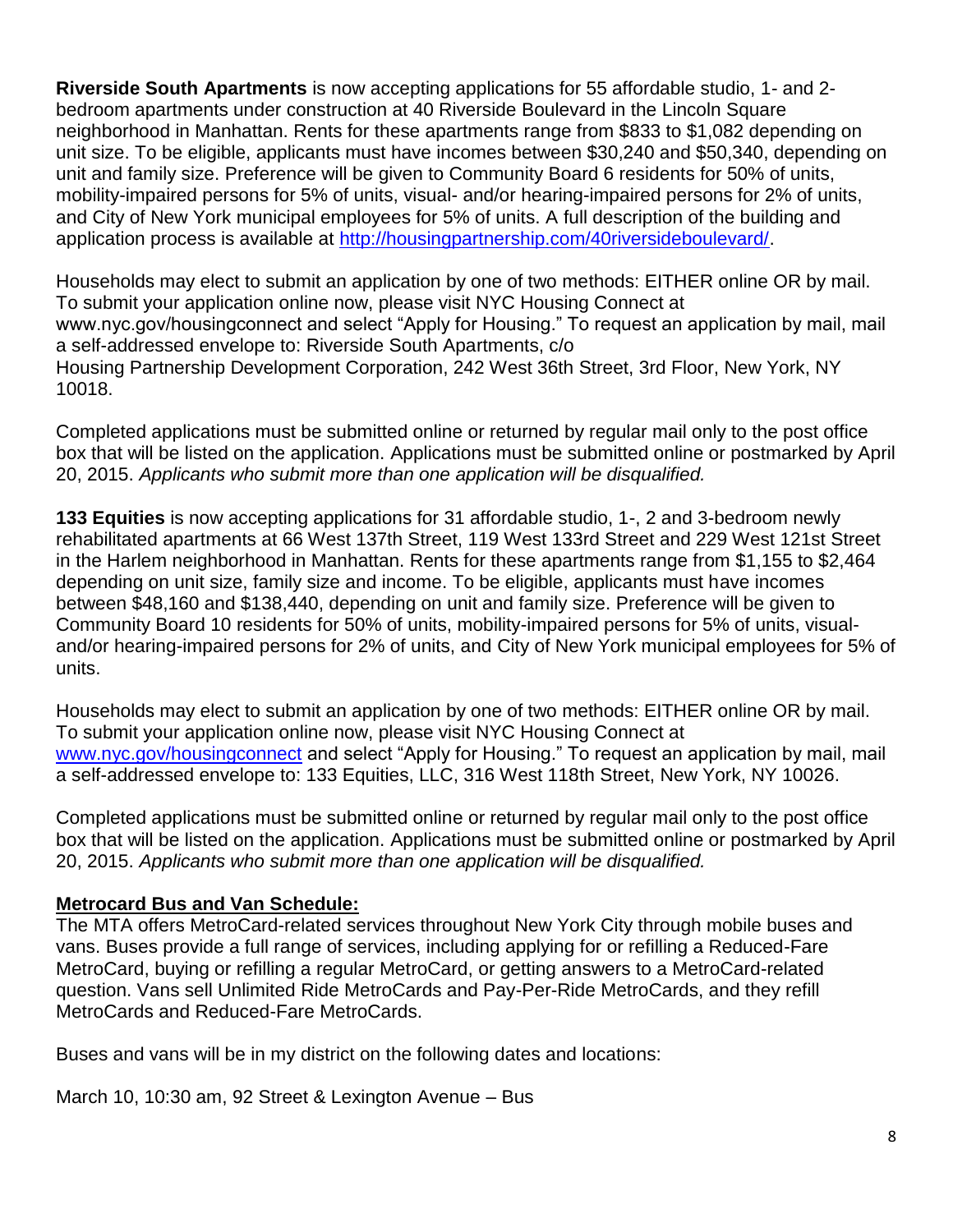**Riverside South Apartments** is now accepting applications for 55 affordable studio, 1- and 2-bedroom apartments under construction at 40 Riverside Boulevard in the Lincoln Square neighborhood in Manhattan. Rents for these apartments range from $833 to $1,082 depending on unit size. To be eligible, applicants must have incomes between $30,240 and $50,340, depending on unit and family size. Preference will be given to Community Board 6 residents for 50% of units, mobility-impaired persons for 5% of units, visual- and/or hearing-impaired persons for 2% of units, and City of New York municipal employees for 5% of units. A full description of the building and application process is available at [http://housingpartnership.com/40riversideboulevard/](http://housingpartnership.com/40riversideboulevard/).

Households may elect to submit an application by one of two methods: EITHER online OR by mail. To submit your application online now, please visit NYC Housing Connect at www.nyc.gov/housingconnect and select "Apply for Housing." To request an application by mail, mail a self-addressed envelope to: Riverside South Apartments, c/o Housing Partnership Development Corporation, 242 West 36th Street, 3rd Floor, New York, NY 10018.

Completed applications must be submitted online or returned by regular mail only to the post office box that will be listed on the application. Applications must be submitted online or postmarked by April 20, 2015. *Applicants who submit more than one application will be disqualified.*

**133 Equities** is now accepting applications for 31 affordable studio, 1-, 2 and 3-bedroom newly rehabilitated apartments at 66 West 137th Street, 119 West 133rd Street and 229 West 121st Street in the Harlem neighborhood in Manhattan. Rents for these apartments range from $1,155 to $2,464 depending on unit size, family size and income. To be eligible, applicants must have incomes between $48,160 and $138,440, depending on unit and family size. Preference will be given to Community Board 10 residents for 50% of units, mobility-impaired persons for 5% of units, visual- and/or hearing-impaired persons for 2% of units, and City of New York municipal employees for 5% of units.

Households may elect to submit an application by one of two methods: EITHER online OR by mail. To submit your application online now, please visit NYC Housing Connect at [www.nyc.gov/housingconnect](www.nyc.gov/housingconnect) and select "Apply for Housing." To request an application by mail, mail a self-addressed envelope to: 133 Equities, LLC, 316 West 118th Street, New York, NY 10026.

Completed applications must be submitted online or returned by regular mail only to the post office box that will be listed on the application. Applications must be submitted online or postmarked by April 20, 2015. *Applicants who submit more than one application will be disqualified.*

**Metrocard Bus and Van Schedule:**

The MTA offers MetroCard-related services throughout New York City through mobile buses and vans. Buses provide a full range of services, including applying for or refilling a Reduced-Fare MetroCard, buying or refilling a regular MetroCard, or getting answers to a MetroCard-related question. Vans sell Unlimited Ride MetroCards and Pay-Per-Ride MetroCards, and they refill MetroCards and Reduced-Fare MetroCards.

Buses and vans will be in my district on the following dates and locations:

March 10, 10:30 am, 92 Street & Lexington Avenue – Bus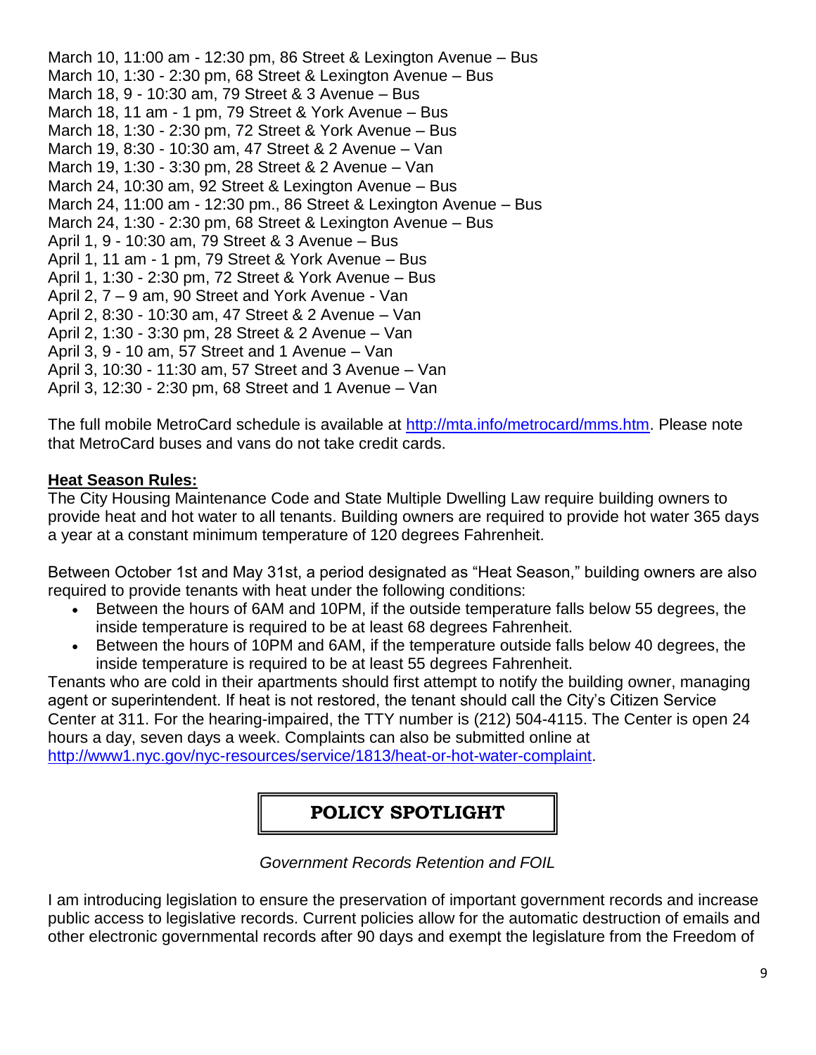March 10, 11:00 am - 12:30 pm, 86 Street & Lexington Avenue – Bus
March 10, 1:30 - 2:30 pm, 68 Street & Lexington Avenue – Bus
March 18, 9 - 10:30 am, 79 Street & 3 Avenue – Bus
March 18, 11 am - 1 pm, 79 Street & York Avenue – Bus
March 18, 1:30 - 2:30 pm, 72 Street & York Avenue – Bus
March 19, 8:30 - 10:30 am, 47 Street & 2 Avenue – Van
March 19, 1:30 - 3:30 pm, 28 Street & 2 Avenue – Van
March 24, 10:30 am, 92 Street & Lexington Avenue – Bus
March 24, 11:00 am - 12:30 pm., 86 Street & Lexington Avenue – Bus
March 24, 1:30 - 2:30 pm, 68 Street & Lexington Avenue – Bus
April 1, 9 - 10:30 am, 79 Street & 3 Avenue – Bus
April 1, 11 am - 1 pm, 79 Street & York Avenue – Bus
April 1, 1:30 - 2:30 pm, 72 Street & York Avenue – Bus
April 2, 7 – 9 am, 90 Street and York Avenue - Van
April 2, 8:30 - 10:30 am, 47 Street & 2 Avenue – Van
April 2, 1:30 - 3:30 pm, 28 Street & 2 Avenue – Van
April 3, 9 - 10 am, 57 Street and 1 Avenue – Van
April 3, 10:30 - 11:30 am, 57 Street and 3 Avenue – Van
April 3, 12:30 - 2:30 pm, 68 Street and 1 Avenue – Van

The full mobile MetroCard schedule is available at http://mta.info/metrocard/mms.htm. Please note that MetroCard buses and vans do not take credit cards.

**Heat Season Rules:**

The City Housing Maintenance Code and State Multiple Dwelling Law require building owners to provide heat and hot water to all tenants. Building owners are required to provide hot water 365 days a year at a constant minimum temperature of 120 degrees Fahrenheit.

Between October 1st and May 31st, a period designated as "Heat Season," building owners are also required to provide tenants with heat under the following conditions:

- Between the hours of 6AM and 10PM, if the outside temperature falls below 55 degrees, the inside temperature is required to be at least 68 degrees Fahrenheit.
- Between the hours of 10PM and 6AM, if the temperature outside falls below 40 degrees, the inside temperature is required to be at least 55 degrees Fahrenheit.

Tenants who are cold in their apartments should first attempt to notify the building owner, managing agent or superintendent. If heat is not restored, the tenant should call the City's Citizen Service Center at 311. For the hearing-impaired, the TTY number is (212) 504-4115. The Center is open 24 hours a day, seven days a week. Complaints can also be submitted online at http://www1.nyc.gov/nyc-resources/service/1813/heat-or-hot-water-complaint.

## POLICY SPOTLIGHT

*Government Records Retention and FOIL*

I am introducing legislation to ensure the preservation of important government records and increase public access to legislative records. Current policies allow for the automatic destruction of emails and other electronic governmental records after 90 days and exempt the legislature from the Freedom of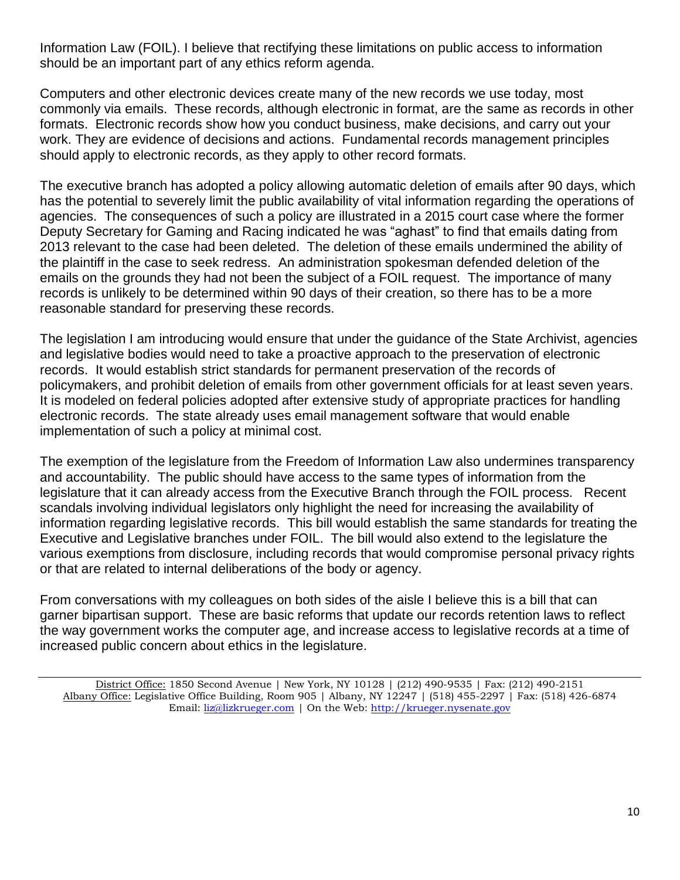Information Law (FOIL). I believe that rectifying these limitations on public access to information should be an important part of any ethics reform agenda.

Computers and other electronic devices create many of the new records we use today, most commonly via emails. These records, although electronic in format, are the same as records in other formats. Electronic records show how you conduct business, make decisions, and carry out your work. They are evidence of decisions and actions. Fundamental records management principles should apply to electronic records, as they apply to other record formats.

The executive branch has adopted a policy allowing automatic deletion of emails after 90 days, which has the potential to severely limit the public availability of vital information regarding the operations of agencies. The consequences of such a policy are illustrated in a 2015 court case where the former Deputy Secretary for Gaming and Racing indicated he was "aghast" to find that emails dating from 2013 relevant to the case had been deleted. The deletion of these emails undermined the ability of the plaintiff in the case to seek redress. An administration spokesman defended deletion of the emails on the grounds they had not been the subject of a FOIL request. The importance of many records is unlikely to be determined within 90 days of their creation, so there has to be a more reasonable standard for preserving these records.

The legislation I am introducing would ensure that under the guidance of the State Archivist, agencies and legislative bodies would need to take a proactive approach to the preservation of electronic records. It would establish strict standards for permanent preservation of the records of policymakers, and prohibit deletion of emails from other government officials for at least seven years. It is modeled on federal policies adopted after extensive study of appropriate practices for handling electronic records. The state already uses email management software that would enable implementation of such a policy at minimal cost.

The exemption of the legislature from the Freedom of Information Law also undermines transparency and accountability. The public should have access to the same types of information from the legislature that it can already access from the Executive Branch through the FOIL process. Recent scandals involving individual legislators only highlight the need for increasing the availability of information regarding legislative records. This bill would establish the same standards for treating the Executive and Legislative branches under FOIL. The bill would also extend to the legislature the various exemptions from disclosure, including records that would compromise personal privacy rights or that are related to internal deliberations of the body or agency.

From conversations with my colleagues on both sides of the aisle I believe this is a bill that can garner bipartisan support. These are basic reforms that update our records retention laws to reflect the way government works the computer age, and increase access to legislative records at a time of increased public concern about ethics in the legislature.

District Office: 1850 Second Avenue | New York, NY 10128 | (212) 490-9535 | Fax: (212) 490-2151
Albany Office: Legislative Office Building, Room 905 | Albany, NY 12247 | (518) 455-2297 | Fax: (518) 426-6874
Email: liz@lizkrueger.com | On the Web: http://krueger.nysenate.gov